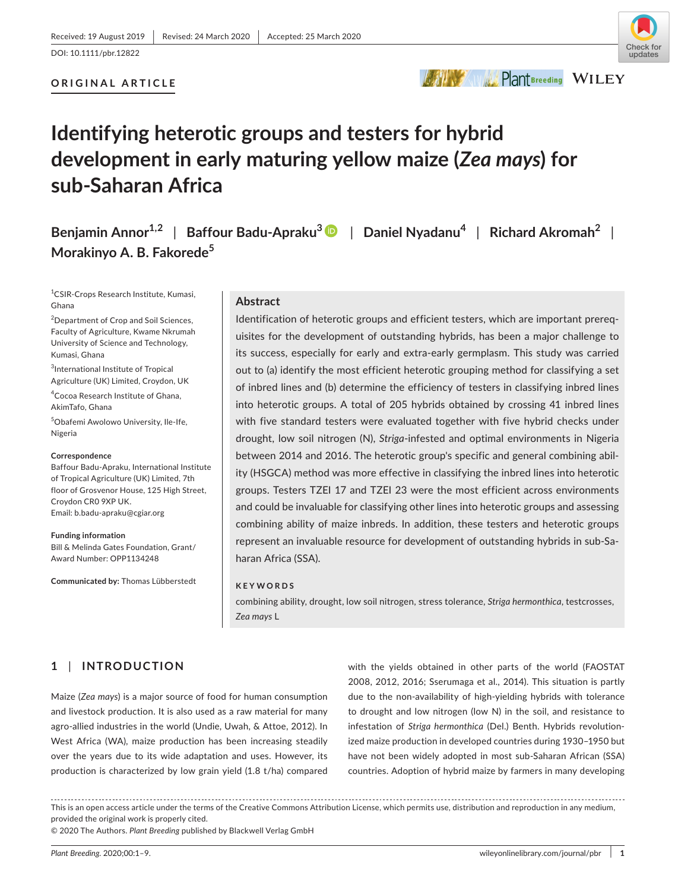Received: 19 August 2019 | Revised: 24 March 2020 | Accepted: 25 March 2020

DOI: 10.1111/pbr.12822

**ORIGINAL ARTICLE**

# Identifying heterotic groups and testers for hybrid development in early maturing yellow maize (*Zea mays*) for sub-Saharan Africa

**Benjamin Annor**[1,2] | **Baffour Badu-Apraku**[3] | **Daniel Nyadanu**[4] | **Richard Akromah**[2] | **Morakinyo A. B. Fakorede**[5]

[1]CSIR-Crops Research Institute, Kumasi, Ghana

[2]Department of Crop and Soil Sciences, Faculty of Agriculture, Kwame Nkrumah University of Science and Technology, Kumasi, Ghana

[3]International Institute of Tropical Agriculture (UK) Limited, Croydon, UK

[4]Cocoa Research Institute of Ghana, AkimTafo, Ghana

[5]Obafemi Awolowo University, Ile-Ife, Nigeria

**Correspondence**
Baffour Badu-Apraku, International Institute of Tropical Agriculture (UK) Limited, 7th floor of Grosvenor House, 125 High Street, Croydon CR0 9XP UK.
Email: b.badu-apraku@cgiar.org

**Funding information**
Bill & Melinda Gates Foundation, Grant/Award Number: OPP1134248

**Communicated by:** Thomas Lübberstedt

## Abstract

Identification of heterotic groups and efficient testers, which are important prerequisites for the development of outstanding hybrids, has been a major challenge to its success, especially for early and extra-early germplasm. This study was carried out to (a) identify the most efficient heterotic grouping method for classifying a set of inbred lines and (b) determine the efficiency of testers in classifying inbred lines into heterotic groups. A total of 205 hybrids obtained by crossing 41 inbred lines with five standard testers were evaluated together with five hybrid checks under drought, low soil nitrogen (N), *Striga*-infested and optimal environments in Nigeria between 2014 and 2016. The heterotic group's specific and general combining ability (HSGCA) method was more effective in classifying the inbred lines into heterotic groups. Testers TZEI 17 and TZEI 23 were the most efficient across environments and could be invaluable for classifying other lines into heterotic groups and assessing combining ability of maize inbreds. In addition, these testers and heterotic groups represent an invaluable resource for development of outstanding hybrids in sub-Saharan Africa (SSA).

**KEYWORDS**

combining ability, drought, low soil nitrogen, stress tolerance, *Striga hermonthica*, testcrosses, *Zea mays* L

## 1 | INTRODUCTION

Maize (*Zea mays*) is a major source of food for human consumption and livestock production. It is also used as a raw material for many agro-allied industries in the world (Undie, Uwah, & Attoe, 2012). In West Africa (WA), maize production has been increasing steadily over the years due to its wide adaptation and uses. However, its production is characterized by low grain yield (1.8 t/ha) compared with the yields obtained in other parts of the world (FAOSTAT 2008, 2012, 2016; Sserumaga et al., 2014). This situation is partly due to the non-availability of high-yielding hybrids with tolerance to drought and low nitrogen (low N) in the soil, and resistance to infestation of *Striga hermonthica* (Del.) Benth. Hybrids revolutionized maize production in developed countries during 1930–1950 but have not been widely adopted in most sub-Saharan African (SSA) countries. Adoption of hybrid maize by farmers in many developing

This is an open access article under the terms of the Creative Commons Attribution License, which permits use, distribution and reproduction in any medium, provided the original work is properly cited.
© 2020 The Authors. *Plant Breeding* published by Blackwell Verlag GmbH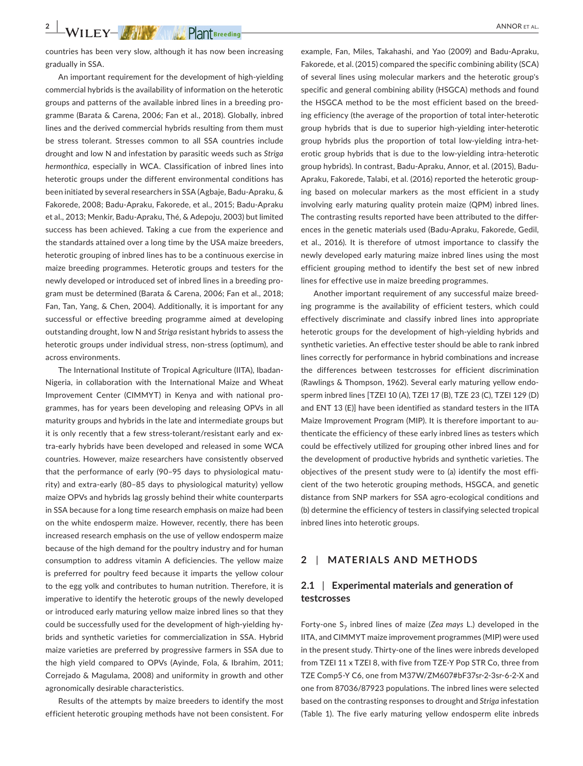countries has been very slow, although it has now been increasing gradually in SSA.

An important requirement for the development of high-yielding commercial hybrids is the availability of information on the heterotic groups and patterns of the available inbred lines in a breeding programme (Barata & Carena, 2006; Fan et al., 2018). Globally, inbred lines and the derived commercial hybrids resulting from them must be stress tolerant. Stresses common to all SSA countries include drought and low N and infestation by parasitic weeds such as *Striga hermonthica*, especially in WCA. Classification of inbred lines into heterotic groups under the different environmental conditions has been initiated by several researchers in SSA (Agbaje, Badu-Apraku, & Fakorede, 2008; Badu-Apraku, Fakorede, et al., 2015; Badu-Apraku et al., 2013; Menkir, Badu-Apraku, Thé, & Adepoju, 2003) but limited success has been achieved. Taking a cue from the experience and the standards attained over a long time by the USA maize breeders, heterotic grouping of inbred lines has to be a continuous exercise in maize breeding programmes. Heterotic groups and testers for the newly developed or introduced set of inbred lines in a breeding program must be determined (Barata & Carena, 2006; Fan et al., 2018; Fan, Tan, Yang, & Chen, 2004). Additionally, it is important for any successful or effective breeding programme aimed at developing outstanding drought, low N and *Striga* resistant hybrids to assess the heterotic groups under individual stress, non-stress (optimum), and across environments.

The International Institute of Tropical Agriculture (IITA), Ibadan-Nigeria, in collaboration with the International Maize and Wheat Improvement Center (CIMMYT) in Kenya and with national programmes, has for years been developing and releasing OPVs in all maturity groups and hybrids in the late and intermediate groups but it is only recently that a few stress-tolerant/resistant early and extra-early hybrids have been developed and released in some WCA countries. However, maize researchers have consistently observed that the performance of early (90–95 days to physiological maturity) and extra-early (80–85 days to physiological maturity) yellow maize OPVs and hybrids lag grossly behind their white counterparts in SSA because for a long time research emphasis on maize had been on the white endosperm maize. However, recently, there has been increased research emphasis on the use of yellow endosperm maize because of the high demand for the poultry industry and for human consumption to address vitamin A deficiencies. The yellow maize is preferred for poultry feed because it imparts the yellow colour to the egg yolk and contributes to human nutrition. Therefore, it is imperative to identify the heterotic groups of the newly developed or introduced early maturing yellow maize inbred lines so that they could be successfully used for the development of high-yielding hybrids and synthetic varieties for commercialization in SSA. Hybrid maize varieties are preferred by progressive farmers in SSA due to the high yield compared to OPVs (Ayinde, Fola, & Ibrahim, 2011; Correjado & Magulama, 2008) and uniformity in growth and other agronomically desirable characteristics.

Results of the attempts by maize breeders to identify the most efficient heterotic grouping methods have not been consistent. For example, Fan, Miles, Takahashi, and Yao (2009) and Badu-Apraku, Fakorede, et al. (2015) compared the specific combining ability (SCA) of several lines using molecular markers and the heterotic group's specific and general combining ability (HSGCA) methods and found the HSGCA method to be the most efficient based on the breeding efficiency (the average of the proportion of total inter-heterotic group hybrids that is due to superior high-yielding inter-heterotic group hybrids plus the proportion of total low-yielding intra-heterotic group hybrids that is due to the low-yielding intra-heterotic group hybrids). In contrast, Badu-Apraku, Annor, et al. (2015), Badu-Apraku, Fakorede, Talabi, et al. (2016) reported the heterotic grouping based on molecular markers as the most efficient in a study involving early maturing quality protein maize (QPM) inbred lines. The contrasting results reported have been attributed to the differences in the genetic materials used (Badu-Apraku, Fakorede, Gedil, et al., 2016). It is therefore of utmost importance to classify the newly developed early maturing maize inbred lines using the most efficient grouping method to identify the best set of new inbred lines for effective use in maize breeding programmes.

Another important requirement of any successful maize breeding programme is the availability of efficient testers, which could effectively discriminate and classify inbred lines into appropriate heterotic groups for the development of high-yielding hybrids and synthetic varieties. An effective tester should be able to rank inbred lines correctly for performance in hybrid combinations and increase the differences between testcrosses for efficient discrimination (Rawlings & Thompson, 1962). Several early maturing yellow endosperm inbred lines [TZEI 10 (A), TZEI 17 (B), TZE 23 (C), TZEI 129 (D) and ENT 13 (E)] have been identified as standard testers in the IITA Maize Improvement Program (MIP). It is therefore important to authenticate the efficiency of these early inbred lines as testers which could be effectively utilized for grouping other inbred lines and for the development of productive hybrids and synthetic varieties. The objectives of the present study were to (a) identify the most efficient of the two heterotic grouping methods, HSGCA, and genetic distance from SNP markers for SSA agro-ecological conditions and (b) determine the efficiency of testers in classifying selected tropical inbred lines into heterotic groups.

## 2 | MATERIALS AND METHODS

### 2.1 | Experimental materials and generation of testcrosses

Forty-one $S_7$ inbred lines of maize (*Zea mays* L.) developed in the IITA, and CIMMYT maize improvement programmes (MIP) were used in the present study. Thirty-one of the lines were inbreds developed from TZEI 11 x TZEI 8, with five from TZE-Y Pop STR Co, three from TZE Comp5-Y C6, one from M37W/ZM607#bF37sr-2-3sr-6-2-X and one from 87036/87923 populations. The inbred lines were selected based on the contrasting responses to drought and *Striga* infestation (Table 1). The five early maturing yellow endosperm elite inbreds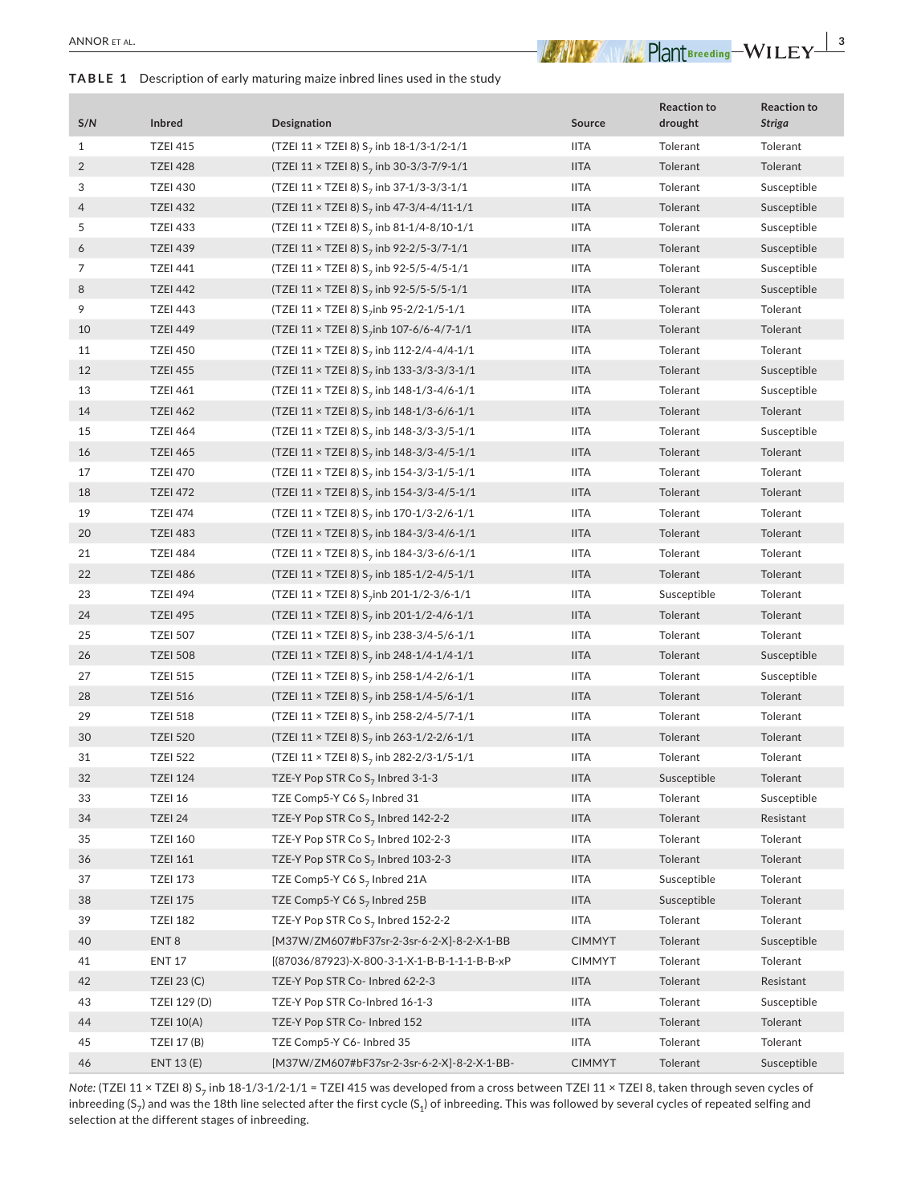**TABLE 1** Description of early maturing maize inbred lines used in the study

| S/N | Inbred | Designation | Source | Reaction to drought | Reaction to *Striga* |
|---|---|---|---|---|---|
| 1 | TZEI 415 | (TZEI 11 × TZEI 8) $S_7$ inb 18-1/3-1/2-1/1 | IITA | Tolerant | Tolerant |
| 2 | TZEI 428 | (TZEI 11 × TZEI 8) $S_7$ inb 30-3/3-7/9-1/1 | IITA | Tolerant | Tolerant |
| 3 | TZEI 430 | (TZEI 11 × TZEI 8) $S_7$ inb 37-1/3-3/3-1/1 | IITA | Tolerant | Susceptible |
| 4 | TZEI 432 | (TZEI 11 × TZEI 8) $S_7$ inb 47-3/4-4/11-1/1 | IITA | Tolerant | Susceptible |
| 5 | TZEI 433 | (TZEI 11 × TZEI 8) $S_7$ inb 81-1/4-8/10-1/1 | IITA | Tolerant | Susceptible |
| 6 | TZEI 439 | (TZEI 11 × TZEI 8) $S_7$ inb 92-2/5-3/7-1/1 | IITA | Tolerant | Susceptible |
| 7 | TZEI 441 | (TZEI 11 × TZEI 8) $S_7$ inb 92-5/5-4/5-1/1 | IITA | Tolerant | Susceptible |
| 8 | TZEI 442 | (TZEI 11 × TZEI 8) $S_7$ inb 92-5/5-5/5-1/1 | IITA | Tolerant | Susceptible |
| 9 | TZEI 443 | (TZEI 11 × TZEI 8) $S_7$inb 95-2/2-1/5-1/1 | IITA | Tolerant | Tolerant |
| 10 | TZEI 449 | (TZEI 11 × TZEI 8) $S_7$inb 107-6/6-4/7-1/1 | IITA | Tolerant | Tolerant |
| 11 | TZEI 450 | (TZEI 11 × TZEI 8) $S_7$ inb 112-2/4-4/4-1/1 | IITA | Tolerant | Tolerant |
| 12 | TZEI 455 | (TZEI 11 × TZEI 8) $S_7$ inb 133-3/3-3/3-1/1 | IITA | Tolerant | Susceptible |
| 13 | TZEI 461 | (TZEI 11 × TZEI 8) $S_7$ inb 148-1/3-4/6-1/1 | IITA | Tolerant | Susceptible |
| 14 | TZEI 462 | (TZEI 11 × TZEI 8) $S_7$ inb 148-1/3-6/6-1/1 | IITA | Tolerant | Tolerant |
| 15 | TZEI 464 | (TZEI 11 × TZEI 8) $S_7$ inb 148-3/3-3/5-1/1 | IITA | Tolerant | Susceptible |
| 16 | TZEI 465 | (TZEI 11 × TZEI 8) $S_7$ inb 148-3/3-4/5-1/1 | IITA | Tolerant | Tolerant |
| 17 | TZEI 470 | (TZEI 11 × TZEI 8) $S_7$ inb 154-3/3-1/5-1/1 | IITA | Tolerant | Tolerant |
| 18 | TZEI 472 | (TZEI 11 × TZEI 8) $S_7$ inb 154-3/3-4/5-1/1 | IITA | Tolerant | Tolerant |
| 19 | TZEI 474 | (TZEI 11 × TZEI 8) $S_7$ inb 170-1/3-2/6-1/1 | IITA | Tolerant | Tolerant |
| 20 | TZEI 483 | (TZEI 11 × TZEI 8) $S_7$ inb 184-3/3-4/6-1/1 | IITA | Tolerant | Tolerant |
| 21 | TZEI 484 | (TZEI 11 × TZEI 8) $S_7$ inb 184-3/3-6/6-1/1 | IITA | Tolerant | Tolerant |
| 22 | TZEI 486 | (TZEI 11 × TZEI 8) $S_7$ inb 185-1/2-4/5-1/1 | IITA | Tolerant | Tolerant |
| 23 | TZEI 494 | (TZEI 11 × TZEI 8) $S_7$inb 201-1/2-3/6-1/1 | IITA | Susceptible | Tolerant |
| 24 | TZEI 495 | (TZEI 11 × TZEI 8) $S_7$ inb 201-1/2-4/6-1/1 | IITA | Tolerant | Tolerant |
| 25 | TZEI 507 | (TZEI 11 × TZEI 8) $S_7$ inb 238-3/4-5/6-1/1 | IITA | Tolerant | Tolerant |
| 26 | TZEI 508 | (TZEI 11 × TZEI 8) $S_7$ inb 248-1/4-1/4-1/1 | IITA | Tolerant | Susceptible |
| 27 | TZEI 515 | (TZEI 11 × TZEI 8) $S_7$ inb 258-1/4-2/6-1/1 | IITA | Tolerant | Susceptible |
| 28 | TZEI 516 | (TZEI 11 × TZEI 8) $S_7$ inb 258-1/4-5/6-1/1 | IITA | Tolerant | Tolerant |
| 29 | TZEI 518 | (TZEI 11 × TZEI 8) $S_7$ inb 258-2/4-5/7-1/1 | IITA | Tolerant | Tolerant |
| 30 | TZEI 520 | (TZEI 11 × TZEI 8) $S_7$ inb 263-1/2-2/6-1/1 | IITA | Tolerant | Tolerant |
| 31 | TZEI 522 | (TZEI 11 × TZEI 8) $S_7$ inb 282-2/3-1/5-1/1 | IITA | Tolerant | Tolerant |
| 32 | TZEI 124 | TZE-Y Pop STR Co $S_7$ Inbred 3-1-3 | IITA | Susceptible | Tolerant |
| 33 | TZEI 16 | TZE Comp5-Y C6 $S_7$ Inbred 31 | IITA | Tolerant | Susceptible |
| 34 | TZEI 24 | TZE-Y Pop STR Co $S_7$ Inbred 142-2-2 | IITA | Tolerant | Resistant |
| 35 | TZEI 160 | TZE-Y Pop STR Co $S_7$ Inbred 102-2-3 | IITA | Tolerant | Tolerant |
| 36 | TZEI 161 | TZE-Y Pop STR Co $S_7$ Inbred 103-2-3 | IITA | Tolerant | Tolerant |
| 37 | TZEI 173 | TZE Comp5-Y C6 $S_7$ Inbred 21A | IITA | Susceptible | Tolerant |
| 38 | TZEI 175 | TZE Comp5-Y C6 $S_7$ Inbred 25B | IITA | Susceptible | Tolerant |
| 39 | TZEI 182 | TZE-Y Pop STR Co $S_7$ Inbred 152-2-2 | IITA | Tolerant | Tolerant |
| 40 | ENT 8 | [M37W/ZM607#bF37sr-2-3sr-6-2-X]-8-2-X-1-BB | CIMMYT | Tolerant | Susceptible |
| 41 | ENT 17 | [(87036/87923)-X-800-3-1-X-1-B-B-1-1-1-B-B-xP | CIMMYT | Tolerant | Tolerant |
| 42 | TZEI 23 (C) | TZE-Y Pop STR Co- Inbred 62-2-3 | IITA | Tolerant | Resistant |
| 43 | TZEI 129 (D) | TZE-Y Pop STR Co-Inbred 16-1-3 | IITA | Tolerant | Susceptible |
| 44 | TZEI 10(A) | TZE-Y Pop STR Co- Inbred 152 | IITA | Tolerant | Tolerant |
| 45 | TZEI 17 (B) | TZE Comp5-Y C6- Inbred 35 | IITA | Tolerant | Tolerant |
| 46 | ENT 13 (E) | [M37W/ZM607#bF37sr-2-3sr-6-2-X]-8-2-X-1-BB- | CIMMYT | Tolerant | Susceptible |

*Note:* (TZEI 11 × TZEI 8) $S_7$ inb 18-1/3-1/2-1/1 = TZEI 415 was developed from a cross between TZEI 11 × TZEI 8, taken through seven cycles of inbreeding ($S_7$) and was the 18th line selected after the first cycle ($S_1$) of inbreeding. This was followed by several cycles of repeated selfing and selection at the different stages of inbreeding.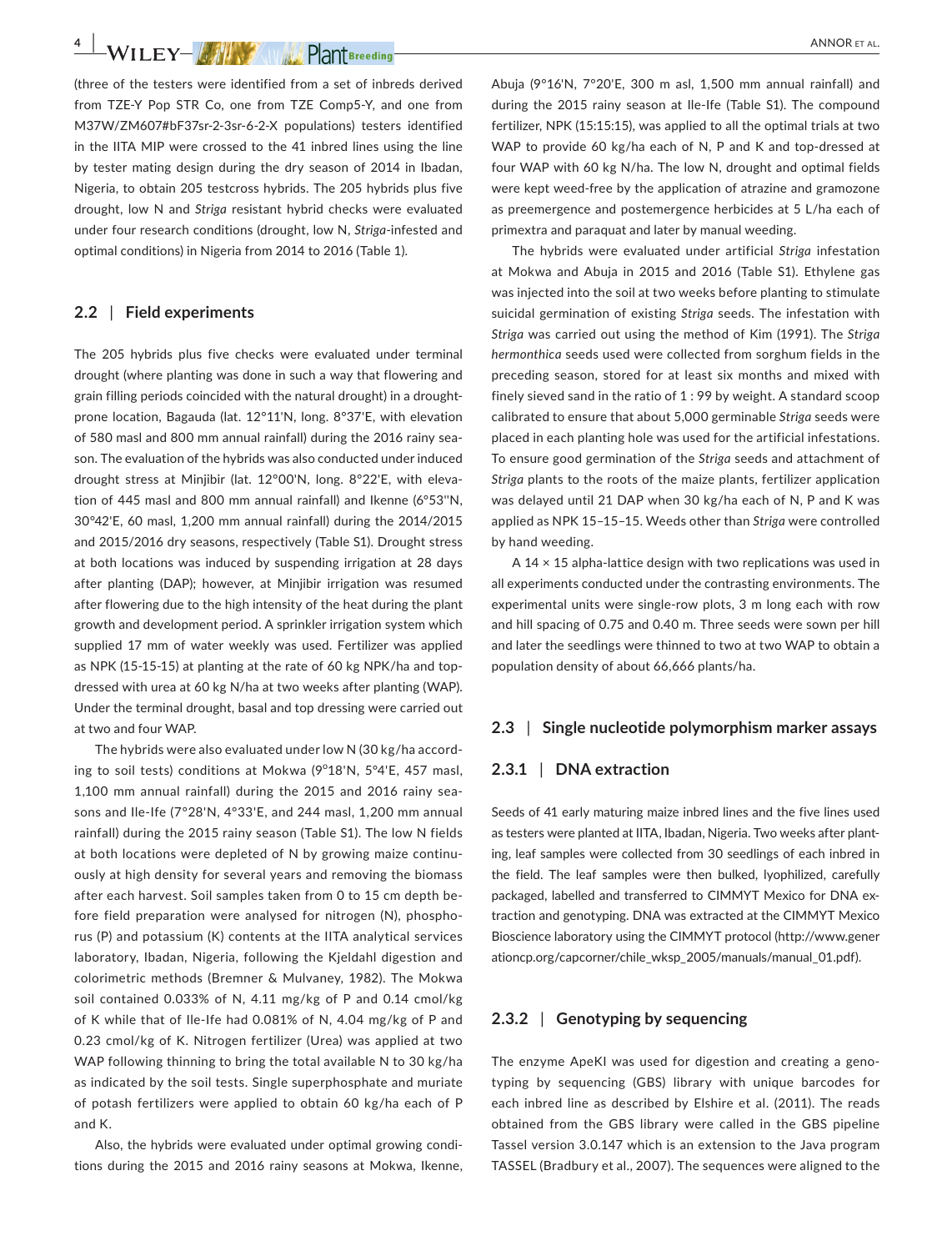(three of the testers were identified from a set of inbreds derived from TZE-Y Pop STR Co, one from TZE Comp5-Y, and one from M37W/ZM607#bF37sr-2-3sr-6-2-X populations) testers identified in the IITA MIP were crossed to the 41 inbred lines using the line by tester mating design during the dry season of 2014 in Ibadan, Nigeria, to obtain 205 testcross hybrids. The 205 hybrids plus five drought, low N and *Striga* resistant hybrid checks were evaluated under four research conditions (drought, low N, *Striga*-infested and optimal conditions) in Nigeria from 2014 to 2016 (Table 1).

### 2.2 | Field experiments

The 205 hybrids plus five checks were evaluated under terminal drought (where planting was done in such a way that flowering and grain filling periods coincided with the natural drought) in a drought-prone location, Bagauda (lat. 12°11′N, long. 8°37′E, with elevation of 580 masl and 800 mm annual rainfall) during the 2016 rainy season. The evaluation of the hybrids was also conducted under induced drought stress at Minjibir (lat. 12°00′N, long. 8°22′E, with elevation of 445 masl and 800 mm annual rainfall) and Ikenne (6°53″N, 30°42′E, 60 masl, 1,200 mm annual rainfall) during the 2014/2015 and 2015/2016 dry seasons, respectively (Table S1). Drought stress at both locations was induced by suspending irrigation at 28 days after planting (DAP); however, at Minjibir irrigation was resumed after flowering due to the high intensity of the heat during the plant growth and development period. A sprinkler irrigation system which supplied 17 mm of water weekly was used. Fertilizer was applied as NPK (15-15-15) at planting at the rate of 60 kg NPK/ha and top-dressed with urea at 60 kg N/ha at two weeks after planting (WAP). Under the terminal drought, basal and top dressing were carried out at two and four WAP.

The hybrids were also evaluated under low N (30 kg/ha according to soil tests) conditions at Mokwa (9°18′N, 5°4′E, 457 masl, 1,100 mm annual rainfall) during the 2015 and 2016 rainy seasons and Ile-Ife (7°28′N, 4°33′E, and 244 masl, 1,200 mm annual rainfall) during the 2015 rainy season (Table S1). The low N fields at both locations were depleted of N by growing maize continuously at high density for several years and removing the biomass after each harvest. Soil samples taken from 0 to 15 cm depth before field preparation were analysed for nitrogen (N), phosphorus (P) and potassium (K) contents at the IITA analytical services laboratory, Ibadan, Nigeria, following the Kjeldahl digestion and colorimetric methods (Bremner & Mulvaney, 1982). The Mokwa soil contained 0.033% of N, 4.11 mg/kg of P and 0.14 cmol/kg of K while that of Ile-Ife had 0.081% of N, 4.04 mg/kg of P and 0.23 cmol/kg of K. Nitrogen fertilizer (Urea) was applied at two WAP following thinning to bring the total available N to 30 kg/ha as indicated by the soil tests. Single superphosphate and muriate of potash fertilizers were applied to obtain 60 kg/ha each of P and K.

Also, the hybrids were evaluated under optimal growing conditions during the 2015 and 2016 rainy seasons at Mokwa, Ikenne, Abuja (9°16′N, 7°20′E, 300 m asl, 1,500 mm annual rainfall) and during the 2015 rainy season at Ile-Ife (Table S1). The compound fertilizer, NPK (15:15:15), was applied to all the optimal trials at two WAP to provide 60 kg/ha each of N, P and K and top-dressed at four WAP with 60 kg N/ha. The low N, drought and optimal fields were kept weed-free by the application of atrazine and gramozone as preemergence and postemergence herbicides at 5 L/ha each of primextra and paraquat and later by manual weeding.

The hybrids were evaluated under artificial *Striga* infestation at Mokwa and Abuja in 2015 and 2016 (Table S1). Ethylene gas was injected into the soil at two weeks before planting to stimulate suicidal germination of existing *Striga* seeds. The infestation with *Striga* was carried out using the method of Kim (1991). The *Striga hermonthica* seeds used were collected from sorghum fields in the preceding season, stored for at least six months and mixed with finely sieved sand in the ratio of 1 : 99 by weight. A standard scoop calibrated to ensure that about 5,000 germinable *Striga* seeds were placed in each planting hole was used for the artificial infestations. To ensure good germination of the *Striga* seeds and attachment of *Striga* plants to the roots of the maize plants, fertilizer application was delayed until 21 DAP when 30 kg/ha each of N, P and K was applied as NPK 15–15–15. Weeds other than *Striga* were controlled by hand weeding.

A 14 × 15 alpha-lattice design with two replications was used in all experiments conducted under the contrasting environments. The experimental units were single-row plots, 3 m long each with row and hill spacing of 0.75 and 0.40 m. Three seeds were sown per hill and later the seedlings were thinned to two at two WAP to obtain a population density of about 66,666 plants/ha.

### 2.3 | Single nucleotide polymorphism marker assays

#### 2.3.1 | DNA extraction

Seeds of 41 early maturing maize inbred lines and the five lines used as testers were planted at IITA, Ibadan, Nigeria. Two weeks after planting, leaf samples were collected from 30 seedlings of each inbred in the field. The leaf samples were then bulked, lyophilized, carefully packaged, labelled and transferred to CIMMYT Mexico for DNA extraction and genotyping. DNA was extracted at the CIMMYT Mexico Bioscience laboratory using the CIMMYT protocol (http://www.generationcp.org/capcorner/chile_wksp_2005/manuals/manual_01.pdf).

#### 2.3.2 | Genotyping by sequencing

The enzyme ApeKI was used for digestion and creating a genotyping by sequencing (GBS) library with unique barcodes for each inbred line as described by Elshire et al. (2011). The reads obtained from the GBS library were called in the GBS pipeline Tassel version 3.0.147 which is an extension to the Java program TASSEL (Bradbury et al., 2007). The sequences were aligned to the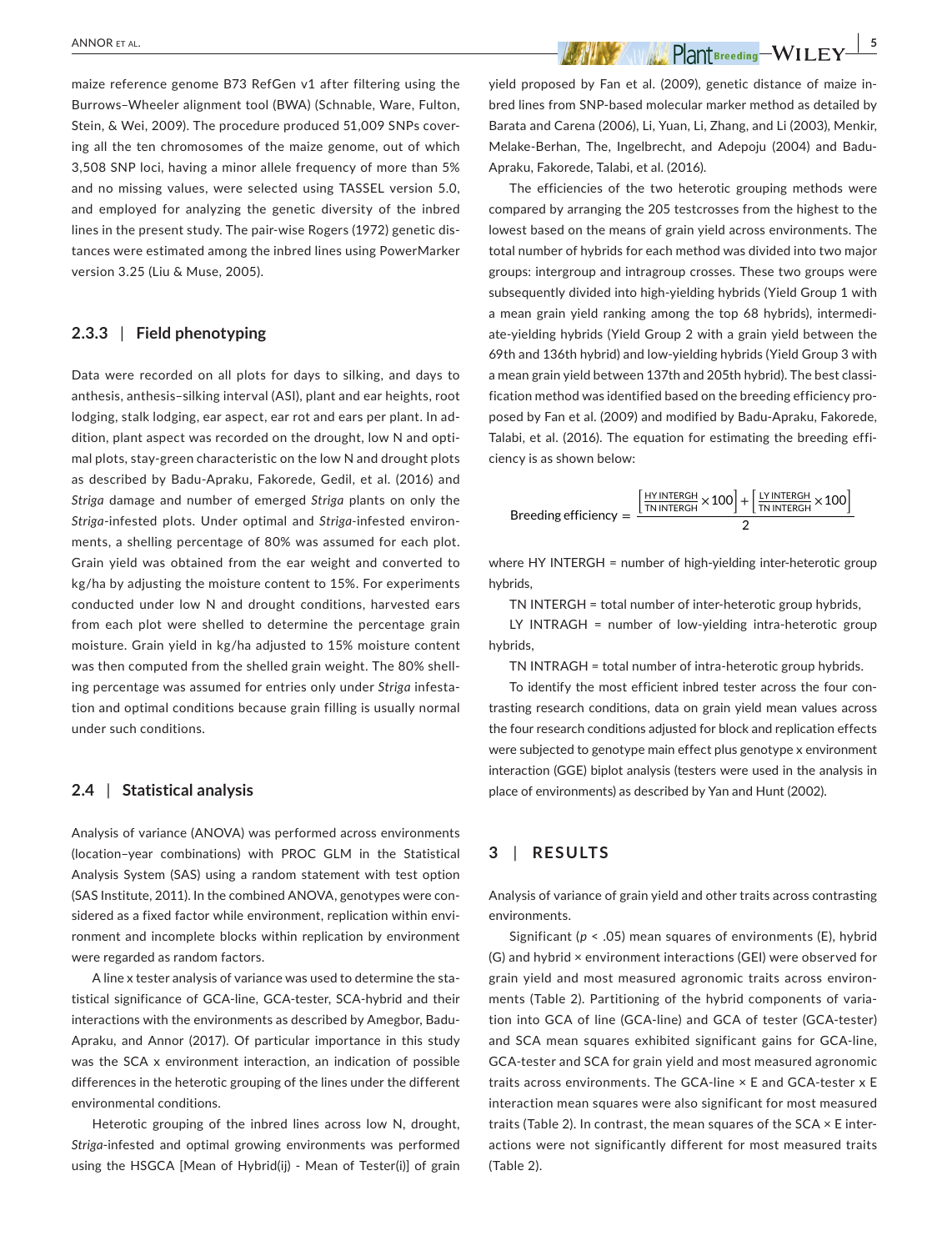maize reference genome B73 RefGen v1 after filtering using the Burrows–Wheeler alignment tool (BWA) (Schnable, Ware, Fulton, Stein, & Wei, 2009). The procedure produced 51,009 SNPs covering all the ten chromosomes of the maize genome, out of which 3,508 SNP loci, having a minor allele frequency of more than 5% and no missing values, were selected using TASSEL version 5.0, and employed for analyzing the genetic diversity of the inbred lines in the present study. The pair-wise Rogers (1972) genetic distances were estimated among the inbred lines using PowerMarker version 3.25 (Liu & Muse, 2005).

### 2.3.3 | Field phenotyping

Data were recorded on all plots for days to silking, and days to anthesis, anthesis–silking interval (ASI), plant and ear heights, root lodging, stalk lodging, ear aspect, ear rot and ears per plant. In addition, plant aspect was recorded on the drought, low N and optimal plots, stay-green characteristic on the low N and drought plots as described by Badu-Apraku, Fakorede, Gedil, et al. (2016) and *Striga* damage and number of emerged *Striga* plants on only the *Striga*-infested plots. Under optimal and *Striga*-infested environments, a shelling percentage of 80% was assumed for each plot. Grain yield was obtained from the ear weight and converted to kg/ha by adjusting the moisture content to 15%. For experiments conducted under low N and drought conditions, harvested ears from each plot were shelled to determine the percentage grain moisture. Grain yield in kg/ha adjusted to 15% moisture content was then computed from the shelled grain weight. The 80% shelling percentage was assumed for entries only under *Striga* infestation and optimal conditions because grain filling is usually normal under such conditions.

## 2.4 | Statistical analysis

Analysis of variance (ANOVA) was performed across environments (location–year combinations) with PROC GLM in the Statistical Analysis System (SAS) using a random statement with test option (SAS Institute, 2011). In the combined ANOVA, genotypes were considered as a fixed factor while environment, replication within environment and incomplete blocks within replication by environment were regarded as random factors.

A line x tester analysis of variance was used to determine the statistical significance of GCA-line, GCA-tester, SCA-hybrid and their interactions with the environments as described by Amegbor, Badu-Apraku, and Annor (2017). Of particular importance in this study was the SCA x environment interaction, an indication of possible differences in the heterotic grouping of the lines under the different environmental conditions.

Heterotic grouping of the inbred lines across low N, drought, *Striga*-infested and optimal growing environments was performed using the HSGCA [Mean of Hybrid(ij) - Mean of Tester(i)] of grain yield proposed by Fan et al. (2009), genetic distance of maize inbred lines from SNP-based molecular marker method as detailed by Barata and Carena (2006), Li, Yuan, Li, Zhang, and Li (2003), Menkir, Melake-Berhan, The, Ingelbrecht, and Adepoju (2004) and Badu-Apraku, Fakorede, Talabi, et al. (2016).

The efficiencies of the two heterotic grouping methods were compared by arranging the 205 testcrosses from the highest to the lowest based on the means of grain yield across environments. The total number of hybrids for each method was divided into two major groups: intergroup and intragroup crosses. These two groups were subsequently divided into high-yielding hybrids (Yield Group 1 with a mean grain yield ranking among the top 68 hybrids), intermediate-yielding hybrids (Yield Group 2 with a grain yield between the 69th and 136th hybrid) and low-yielding hybrids (Yield Group 3 with a mean grain yield between 137th and 205th hybrid). The best classification method was identified based on the breeding efficiency proposed by Fan et al. (2009) and modified by Badu-Apraku, Fakorede, Talabi, et al. (2016). The equation for estimating the breeding efficiency is as shown below:

$$\text{Breeding efficiency} = \frac{\left[\frac{\text{HY INTERGH}}{\text{TN INTERGH}} \times 100\right] + \left[\frac{\text{LY INTERGH}}{\text{TN INTERGH}} \times 100\right]}{2}$$

where HY INTERGH = number of high-yielding inter-heterotic group hybrids,

TN INTERGH = total number of inter-heterotic group hybrids,

LY INTRAGH = number of low-yielding intra-heterotic group hybrids,

TN INTRAGH = total number of intra-heterotic group hybrids.

To identify the most efficient inbred tester across the four contrasting research conditions, data on grain yield mean values across the four research conditions adjusted for block and replication effects were subjected to genotype main effect plus genotype x environment interaction (GGE) biplot analysis (testers were used in the analysis in place of environments) as described by Yan and Hunt (2002).

# 3 | RESULTS

Analysis of variance of grain yield and other traits across contrasting environments.

Significant ($p < .05$) mean squares of environments (E), hybrid (G) and hybrid × environment interactions (GEI) were observed for grain yield and most measured agronomic traits across environments (Table 2). Partitioning of the hybrid components of variation into GCA of line (GCA-line) and GCA of tester (GCA-tester) and SCA mean squares exhibited significant gains for GCA-line, GCA-tester and SCA for grain yield and most measured agronomic traits across environments. The GCA-line × E and GCA-tester x E interaction mean squares were also significant for most measured traits (Table 2). In contrast, the mean squares of the SCA × E interactions were not significantly different for most measured traits (Table 2).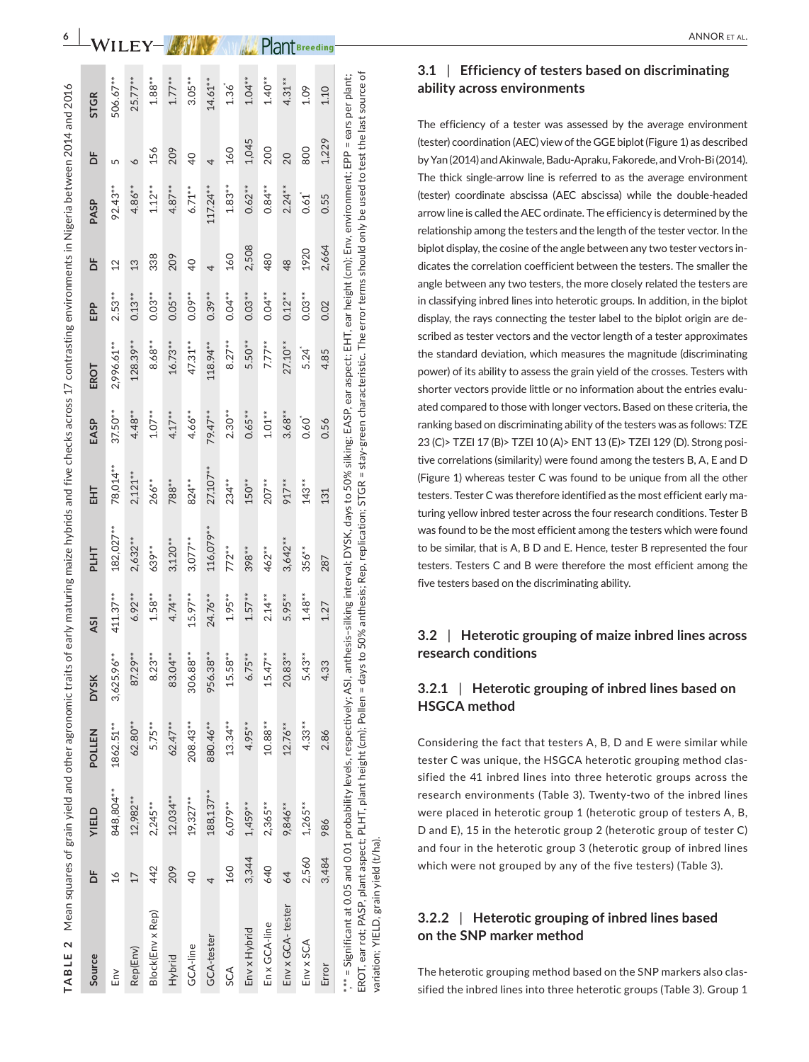**TABLE 2** Mean squares of grain yield and other agronomic traits of early maturing maize hybrids and five checks across 17 contrasting environments in Nigeria between 2014 and 2016

| Source | DF | YIELD | POLLEN | DYSK | ASI | PLHT | EHT | EASP | EROT | EPP | DF | PASP | DF | STGR |
|---|---|---|---|---|---|---|---|---|---|---|---|---|---|---|
| Env | 16 | 848,804** | 1862.51** | 3,625.96** | 411.37** | 182,027** | 78,014** | 37.50** | 2,996.61** | 2.53** | 12 | 92.43** | 5 | 506.67** |
| Rep(Env) | 17 | 12,982** | 62.80** | 87.29** | 6.92** | 2,632** | 2,121** | 4.48** | 128.39** | 0.13** | 13 | 4.86** | 6 | 25.77** |
| Block(Env x Rep) | 442 | 2,245** | 5.75** | 8.23** | 1.58** | 639** | 266** | 1.07** | 8.68** | 0.03** | 338 | 1.12** | 156 | 1.88** |
| Hybrid | 209 | 12,034** | 62.47** | 83.04** | 4.74** | 3,120** | 788** | 4.17** | 16.73** | 0.05** | 209 | 4.87** | 209 | 1.77** |
| GCA-line | 40 | 19,327** | 208.43** | 306.88** | 15.97** | 3,077** | 824** | 4.66** | 47.31** | 0.09** | 40 | 6.71** | 40 | 3.05** |
| GCA-tester | 4 | 188,137** | 880.46** | 956.38** | 24.76** | 116,079** | 27,107** | 79.47** | 118.94** | 0.39** | 4 | 117.24** | 4 | 14.61** |
| SCA | 160 | 6,079** | 13.34** | 15.58** | 1.95** | 772** | 234** | 2.30** | 8.27** | 0.04** | 160 | 1.83** | 160 | 1.36* |
| Env x Hybrid | 3,344 | 1,459** | 4.95** | 6.75** | 1.57** | 398** | 150** | 0.65** | 5.50** | 0.03** | 2,508 | 0.62** | 1,045 | 1.04** |
| En x GCA-line | 640 | 2,365** | 10.88** | 15.47** | 2.14** | 462** | 207** | 1.01** | 7.77** | 0.04** | 480 | 0.84** | 200 | 1.40** |
| Env x GCA- tester | 64 | 9,846** | 12.76** | 20.83** | 5.95** | 3,642** | 917** | 3.68** | 27.10** | 0.12** | 48 | 2.24** | 20 | 4.31** |
| Env x SCA | 2,560 | 1,265** | 4.33** | 5.43** | 1.48** | 356** | 143** | 0.60* | 5.24* | 0.03** | 1920 | 0.61* | 800 | 1.09 |
| Error | 3,484 | 986 | 2.86 | 4.33 | 1.27 | 287 | 131 | 0.56 | 4.85 | 0.02 | 2,664 | 0.55 | 1,229 | 1.10 |

*,** = Significant at 0.05 and 0.01 probability levels, respectively; ASI, anthesis–silking interval; DYSK, days to 50% silking; EASP, ear aspect; EHT, ear height (cm); Env, environment; EPP = ears per plant; EROT, ear rot; PASP, plant aspect; PLHT, plant height (cm); Pollen = days to 50% anthesis; Rep, replication; STGR = stay-green characteristic. The error terms should only be used to test the last source of variation; YIELD, grain yield (t/ha).

### 3.1 | Efficiency of testers based on discriminating ability across environments

The efficiency of a tester was assessed by the average environment (tester) coordination (AEC) view of the GGE biplot (Figure 1) as described by Yan (2014) and Akinwale, Badu-Apraku, Fakorede, and Vroh-Bi (2014). The thick single-arrow line is referred to as the average environment (tester) coordinate abscissa (AEC abscissa) while the double-headed arrow line is called the AEC ordinate. The efficiency is determined by the relationship among the testers and the length of the tester vector. In the biplot display, the cosine of the angle between any two tester vectors indicates the correlation coefficient between the testers. The smaller the angle between any two testers, the more closely related the testers are in classifying inbred lines into heterotic groups. In addition, in the biplot display, the rays connecting the tester label to the biplot origin are described as tester vectors and the vector length of a tester approximates the standard deviation, which measures the magnitude (discriminating power) of its ability to assess the grain yield of the crosses. Testers with shorter vectors provide little or no information about the entries evaluated compared to those with longer vectors. Based on these criteria, the ranking based on discriminating ability of the testers was as follows: TZE 23 (C)> TZEI 17 (B)> TZEI 10 (A)> ENT 13 (E)> TZEI 129 (D). Strong positive correlations (similarity) were found among the testers B, A, E and D (Figure 1) whereas tester C was found to be unique from all the other testers. Tester C was therefore identified as the most efficient early maturing yellow inbred tester across the four research conditions. Tester B was found to be the most efficient among the testers which were found to be similar, that is A, B D and E. Hence, tester B represented the four testers. Testers C and B were therefore the most efficient among the five testers based on the discriminating ability.

### 3.2 | Heterotic grouping of maize inbred lines across research conditions

#### 3.2.1 | Heterotic grouping of inbred lines based on HSGCA method

Considering the fact that testers A, B, D and E were similar while tester C was unique, the HSGCA heterotic grouping method classified the 41 inbred lines into three heterotic groups across the research environments (Table 3). Twenty-two of the inbred lines were placed in heterotic group 1 (heterotic group of testers A, B, D and E), 15 in the heterotic group 2 (heterotic group of tester C) and four in the heterotic group 3 (heterotic group of inbred lines which were not grouped by any of the five testers) (Table 3).

#### 3.2.2 | Heterotic grouping of inbred lines based on the SNP marker method

The heterotic grouping method based on the SNP markers also classified the inbred lines into three heterotic groups (Table 3). Group 1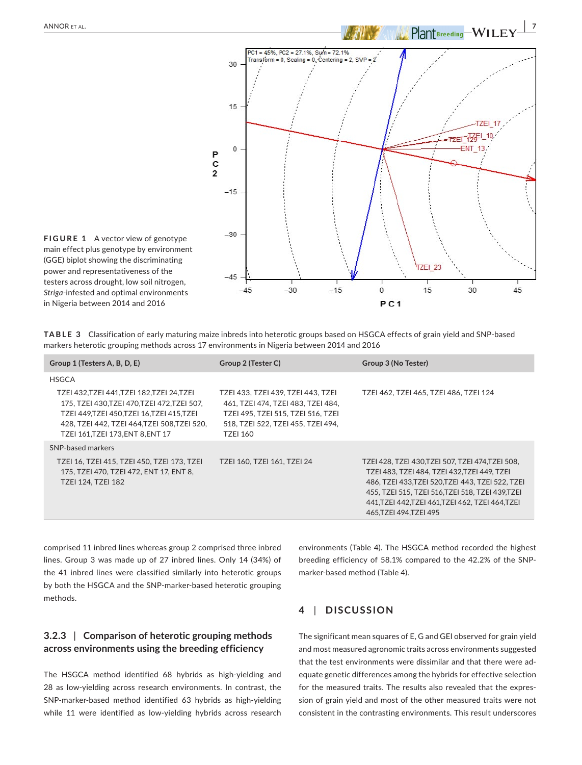PC1 = 45%, PC2 = 27.1%, Sum = 72.1%
Transform = 0, Scaling = 0, Centering = 2, SVP = 2

TZEI_17
TZEI_10
TZEI_129
ENT_13
TZEI_23

PC2
PC1

30
15
0
−15
−30
−45

−45 −30 −15 0 15 30 45

**FIGURE 1** A vector view of genotype main effect plus genotype by environment (GGE) biplot showing the discriminating power and representativeness of the testers across drought, low soil nitrogen, *Striga*-infested and optimal environments in Nigeria between 2014 and 2016

**TABLE 3** Classification of early maturing maize inbreds into heterotic groups based on HSGCA effects of grain yield and SNP-based markers heterotic grouping methods across 17 environments in Nigeria between 2014 and 2016

| Group 1 (Testers A, B, D, E) | Group 2 (Tester C) | Group 3 (No Tester) |
|---|---|---|
| HSGCA | | |
| TZEI 432,TZEI 441,TZEI 182,TZEI 24,TZEI 175, TZEI 430,TZEI 470,TZEI 472,TZEI 507, TZEI 449,TZEI 450,TZEI 16,TZEI 415,TZEI 428, TZEI 442, TZEI 464,TZEI 508,TZEI 520, TZEI 161,TZEI 173,ENT 8,ENT 17 | TZEI 433, TZEI 439, TZEI 443, TZEI 461, TZEI 474, TZEI 483, TZEI 484, TZEI 495, TZEI 515, TZEI 516, TZEI 518, TZEI 522, TZEI 455, TZEI 494, TZEI 160 | TZEI 462, TZEI 465, TZEI 486, TZEI 124 |
| SNP-based markers | | |
| TZEI 16, TZEI 415, TZEI 450, TZEI 173, TZEI 175, TZEI 470, TZEI 472, ENT 17, ENT 8, TZEI 124, TZEI 182 | TZEI 160, TZEI 161, TZEI 24 | TZEI 428, TZEI 430,TZEI 507, TZEI 474,TZEI 508, TZEI 483, TZEI 484, TZEI 432,TZEI 449, TZEI 486, TZEI 433,TZEI 520,TZEI 443, TZEI 522, TZEI 455, TZEI 515, TZEI 516,TZEI 518, TZEI 439,TZEI 441,TZEI 442, TZEI 461,TZEI 462, TZEI 464,TZEI 465,TZEI 494,TZEI 495 |

comprised 11 inbred lines whereas group 2 comprised three inbred lines. Group 3 was made up of 27 inbred lines. Only 14 (34%) of the 41 inbred lines were classified similarly into heterotic groups by both the HSGCA and the SNP-marker-based heterotic grouping methods.

### 3.2.3 | Comparison of heterotic grouping methods across environments using the breeding efficiency

The HSGCA method identified 68 hybrids as high-yielding and 28 as low-yielding across research environments. In contrast, the SNP-marker-based method identified 63 hybrids as high-yielding while 11 were identified as low-yielding hybrids across research environments (Table 4). The HSGCA method recorded the highest breeding efficiency of 58.1% compared to the 42.2% of the SNP-marker-based method (Table 4).

## 4 | DISCUSSION

The significant mean squares of E, G and GEI observed for grain yield and most measured agronomic traits across environments suggested that the test environments were dissimilar and that there were adequate genetic differences among the hybrids for effective selection for the measured traits. The results also revealed that the expression of grain yield and most of the other measured traits were not consistent in the contrasting environments. This result underscores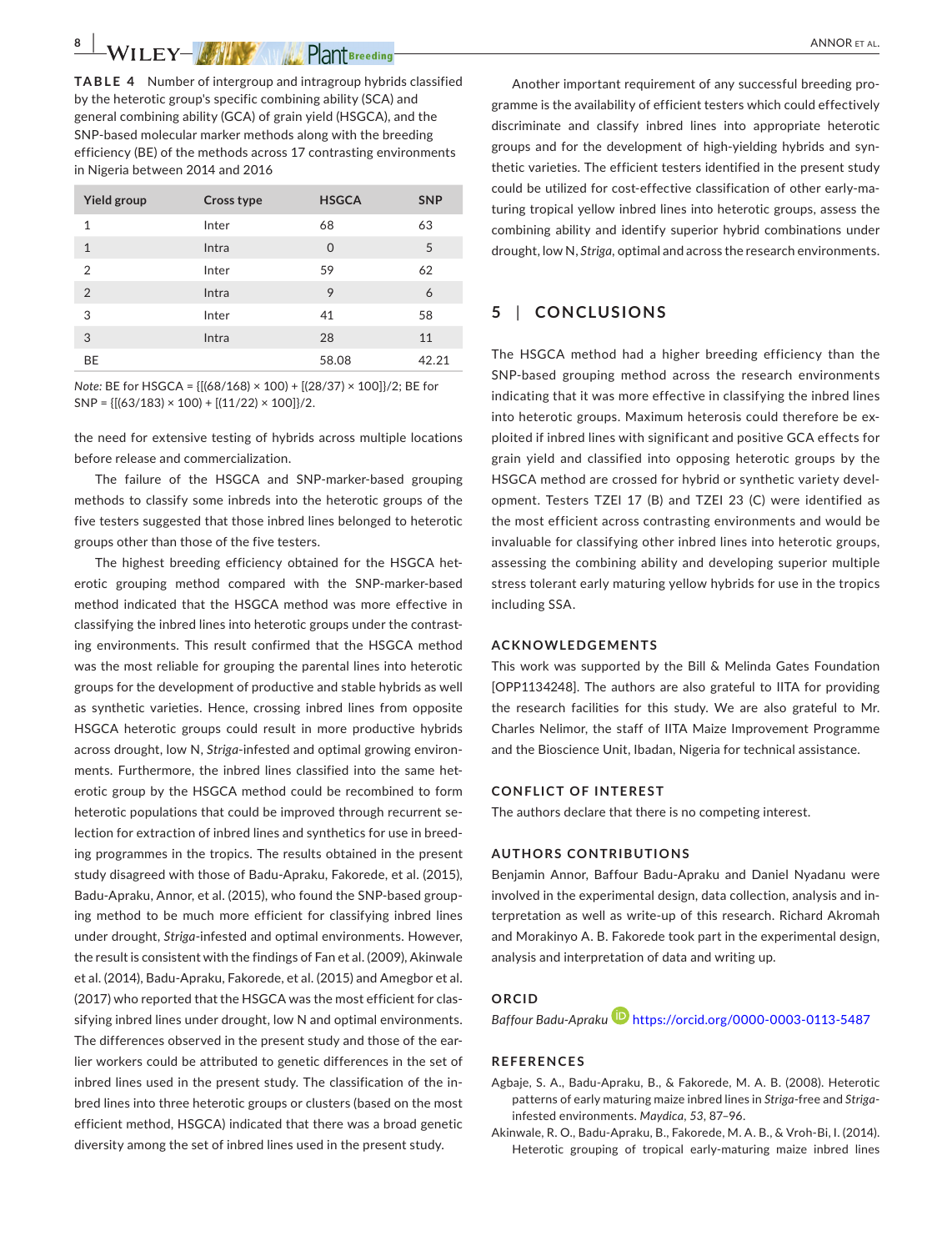**TABLE 4** Number of intergroup and intragroup hybrids classified by the heterotic group's specific combining ability (SCA) and general combining ability (GCA) of grain yield (HSGCA), and the SNP-based molecular marker methods along with the breeding efficiency (BE) of the methods across 17 contrasting environments in Nigeria between 2014 and 2016

| Yield group | Cross type | HSGCA | SNP |
|---|---|---|---|
| 1 | Inter | 68 | 63 |
| 1 | Intra | 0 | 5 |
| 2 | Inter | 59 | 62 |
| 2 | Intra | 9 | 6 |
| 3 | Inter | 41 | 58 |
| 3 | Intra | 28 | 11 |
| BE | | 58.08 | 42.21 |

*Note:* BE for HSGCA = {[(68/168) × 100) + [(28/37) × 100]}/2; BE for SNP = {[(63/183) × 100) + [(11/22) × 100]}/2.

the need for extensive testing of hybrids across multiple locations before release and commercialization.

The failure of the HSGCA and SNP-marker-based grouping methods to classify some inbreds into the heterotic groups of the five testers suggested that those inbred lines belonged to heterotic groups other than those of the five testers.

The highest breeding efficiency obtained for the HSGCA heterotic grouping method compared with the SNP-marker-based method indicated that the HSGCA method was more effective in classifying the inbred lines into heterotic groups under the contrasting environments. This result confirmed that the HSGCA method was the most reliable for grouping the parental lines into heterotic groups for the development of productive and stable hybrids as well as synthetic varieties. Hence, crossing inbred lines from opposite HSGCA heterotic groups could result in more productive hybrids across drought, low N, *Striga*-infested and optimal growing environments. Furthermore, the inbred lines classified into the same heterotic group by the HSGCA method could be recombined to form heterotic populations that could be improved through recurrent selection for extraction of inbred lines and synthetics for use in breeding programmes in the tropics. The results obtained in the present study disagreed with those of Badu-Apraku, Fakorede, et al. (2015), Badu-Apraku, Annor, et al. (2015), who found the SNP-based grouping method to be much more efficient for classifying inbred lines under drought, *Striga*-infested and optimal environments. However, the result is consistent with the findings of Fan et al. (2009), Akinwale et al. (2014), Badu-Apraku, Fakorede, et al. (2015) and Amegbor et al. (2017) who reported that the HSGCA was the most efficient for classifying inbred lines under drought, low N and optimal environments. The differences observed in the present study and those of the earlier workers could be attributed to genetic differences in the set of inbred lines used in the present study. The classification of the inbred lines into three heterotic groups or clusters (based on the most efficient method, HSGCA) indicated that there was a broad genetic diversity among the set of inbred lines used in the present study.

Another important requirement of any successful breeding programme is the availability of efficient testers which could effectively discriminate and classify inbred lines into appropriate heterotic groups and for the development of high-yielding hybrids and synthetic varieties. The efficient testers identified in the present study could be utilized for cost-effective classification of other early-maturing tropical yellow inbred lines into heterotic groups, assess the combining ability and identify superior hybrid combinations under drought, low N, *Striga*, optimal and across the research environments.

## 5 | CONCLUSIONS

The HSGCA method had a higher breeding efficiency than the SNP-based grouping method across the research environments indicating that it was more effective in classifying the inbred lines into heterotic groups. Maximum heterosis could therefore be exploited if inbred lines with significant and positive GCA effects for grain yield and classified into opposing heterotic groups by the HSGCA method are crossed for hybrid or synthetic variety development. Testers TZEI 17 (B) and TZEI 23 (C) were identified as the most efficient across contrasting environments and would be invaluable for classifying other inbred lines into heterotic groups, assessing the combining ability and developing superior multiple stress tolerant early maturing yellow hybrids for use in the tropics including SSA.

### ACKNOWLEDGEMENTS

This work was supported by the Bill & Melinda Gates Foundation [OPP1134248]. The authors are also grateful to IITA for providing the research facilities for this study. We are also grateful to Mr. Charles Nelimor, the staff of IITA Maize Improvement Programme and the Bioscience Unit, Ibadan, Nigeria for technical assistance.

### CONFLICT OF INTEREST

The authors declare that there is no competing interest.

### AUTHORS CONTRIBUTIONS

Benjamin Annor, Baffour Badu-Apraku and Daniel Nyadanu were involved in the experimental design, data collection, analysis and interpretation as well as write-up of this research. Richard Akromah and Morakinyo A. B. Fakorede took part in the experimental design, analysis and interpretation of data and writing up.

### ORCID

*Baffour Badu-Apraku* https://orcid.org/0000-0003-0113-5487

### REFERENCES

Agbaje, S. A., Badu-Apraku, B., & Fakorede, M. A. B. (2008). Heterotic patterns of early maturing maize inbred lines in *Striga*-free and *Striga*-infested environments. *Maydica*, *53*, 87–96.

Akinwale, R. O., Badu-Apraku, B., Fakorede, M. A. B., & Vroh-Bi, I. (2014). Heterotic grouping of tropical early-maturing maize inbred lines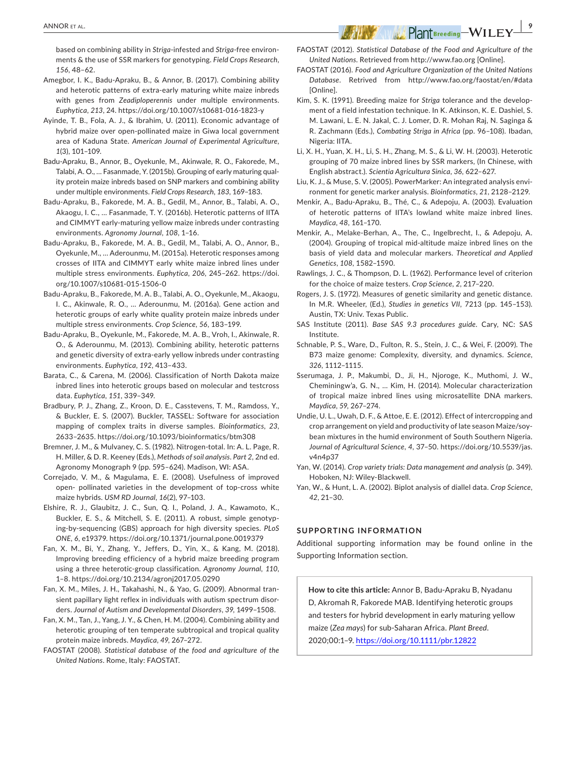based on combining ability in *Striga*-infested and *Striga*-free environments & the use of SSR markers for genotyping. *Field Crops Research*, *156*, 48–62.

Amegbor, I. K., Badu-Apraku, B., & Annor, B. (2017). Combining ability and heterotic patterns of extra-early maturing white maize inbreds with genes from *Zeadiploperennis* under multiple environments. *Euphytica*, *213*, 24. https://doi.org/10.1007/s10681-016-1823-y

Ayinde, T. B., Fola, A. J., & Ibrahim, U. (2011). Economic advantage of hybrid maize over open-pollinated maize in Giwa local government area of Kaduna State. *American Journal of Experimental Agriculture*, *1*(3), 101–109.

Badu-Apraku, B., Annor, B., Oyekunle, M., Akinwale, R. O., Fakorede, M., Talabi, A. O., … Fasanmade, Y. (2015b). Grouping of early maturing quality protein maize inbreds based on SNP markers and combining ability under multiple environments. *Field Crops Research*, *183*, 169–183.

Badu-Apraku, B., Fakorede, M. A. B., Gedil, M., Annor, B., Talabi, A. O., Akaogu, I. C., … Fasanmade, T. Y. (2016b). Heterotic patterns of IITA and CIMMYT early-maturing yellow maize inbreds under contrasting environments. *Agronomy Journal*, *108*, 1–16.

Badu-Apraku, B., Fakorede, M. A. B., Gedil, M., Talabi, A. O., Annor, B., Oyekunle, M., … Aderounmu, M. (2015a). Heterotic responses among crosses of IITA and CIMMYT early white maize inbred lines under multiple stress environments. *Euphytica*, *206*, 245–262. https://doi.org/10.1007/s10681-015-1506-0

Badu-Apraku, B., Fakorede, M. A. B., Talabi, A. O., Oyekunle, M., Akaogu, I. C., Akinwale, R. O., … Aderounmu, M. (2016a). Gene action and heterotic groups of early white quality protein maize inbreds under multiple stress environments. *Crop Science*, *56*, 183–199.

Badu-Apraku, B., Oyekunle, M., Fakorede, M. A. B., Vroh, I., Akinwale, R. O., & Aderounmu, M. (2013). Combining ability, heterotic patterns and genetic diversity of extra-early yellow inbreds under contrasting environments. *Euphytica*, *192*, 413–433.

Barata, C., & Carena, M. (2006). Classification of North Dakota maize inbred lines into heterotic groups based on molecular and testcross data. *Euphytica*, *151*, 339–349.

Bradbury, P. J., Zhang, Z., Kroon, D. E., Casstevens, T. M., Ramdoss, Y., & Buckler, E. S. (2007). Buckler, TASSEL: Software for association mapping of complex traits in diverse samples. *Bioinformatics*, *23*, 2633–2635. https://doi.org/10.1093/bioinformatics/btm308

Bremner, J. M., & Mulvaney, C. S. (1982). Nitrogen-total. In: A. L. Page, R. H. Miller, & D. R. Keeney (Eds.), *Methods of soil analysis*. *Part 2*, 2nd ed. Agronomy Monograph 9 (pp. 595–624). Madison, WI: ASA.

Correjado, V. M., & Magulama, E. E. (2008). Usefulness of improved open- pollinated varieties in the development of top-cross white maize hybrids. *USM RD Journal*, *16*(2), 97–103.

Elshire, R. J., Glaubitz, J. C., Sun, Q. I., Poland, J. A., Kawamoto, K., Buckler, E. S., & Mitchell, S. E. (2011). A robust, simple genotyping-by-sequencing (GBS) approach for high diversity species. *PLoS ONE*, *6*, e19379. https://doi.org/10.1371/journal.pone.0019379

Fan, X. M., Bi, Y., Zhang, Y., Jeffers, D., Yin, X., & Kang, M. (2018). Improving breeding efficiency of a hybrid maize breeding program using a three heterotic-group classification. *Agronomy Journal*, *110*, 1–8. https://doi.org/10.2134/agronj2017.05.0290

Fan, X. M., Miles, J. H., Takahashi, N., & Yao, G. (2009). Abnormal transient papillary light reflex in individuals with autism spectrum disorders. *Journal of Autism and Developmental Disorders*, *39*, 1499–1508.

Fan, X. M., Tan, J., Yang, J. Y., & Chen, H. M. (2004). Combining ability and heterotic grouping of ten temperate subtropical and tropical quality protein maize inbreds. *Maydica*, *49*, 267–272.

FAOSTAT (2008). *Statistical database of the food and agriculture of the United Nations*. Rome, Italy: FAOSTAT.

FAOSTAT (2012). *Statistical Database of the Food and Agriculture of the United Nations*. Retrieved from http://www.fao.org [Online].

FAOSTAT (2016). *Food and Agriculture Organization of the United Nations Database*. Retrieved from http://www.fao.org/faostat/en/#data [Online].

Kim, S. K. (1991). Breeding maize for *Striga* tolerance and the development of a field infestation technique. In K. Atkinson, K. E. Dashiel, S. M. Lawani, L. E. N. Jakal, C. J. Lomer, D. R. Mohan Raj, N. Saginga & R. Zachmann (Eds.), *Combating Striga in Africa* (pp. 96–108). Ibadan, Nigeria: IITA.

Li, X. H., Yuan, X. H., Li, S. H., Zhang, M. S., & Li, W. H. (2003). Heterotic grouping of 70 maize inbred lines by SSR markers, (In Chinese, with English abstract.). *Scientia Agricultura Sinica*, *36*, 622–627.

Liu, K. J., & Muse, S. V. (2005). PowerMarker: An integrated analysis environment for genetic marker analysis. *Bioinformatics*, *21*, 2128–2129.

Menkir, A., Badu-Apraku, B., Thé, C., & Adepoju, A. (2003). Evaluation of heterotic patterns of IITA's lowland white maize inbred lines. *Maydica*, *48*, 161–170.

Menkir, A., Melake-Berhan, A., The, C., Ingelbrecht, I., & Adepoju, A. (2004). Grouping of tropical mid-altitude maize inbred lines on the basis of yield data and molecular markers. *Theoretical and Applied Genetics*, *108*, 1582–1590.

Rawlings, J. C., & Thompson, D. L. (1962). Performance level of criterion for the choice of maize testers. *Crop Science*, *2*, 217–220.

Rogers, J. S. (1972). Measures of genetic similarity and genetic distance. In M.R. Wheeler, (Ed.), *Studies in genetics VII*, 7213 (pp. 145–153). Austin, TX: Univ. Texas Public.

SAS Institute (2011). *Base SAS 9.3 procedures guide*. Cary, NC: SAS Institute.

Schnable, P. S., Ware, D., Fulton, R. S., Stein, J. C., & Wei, F. (2009). The B73 maize genome: Complexity, diversity, and dynamics. *Science*, *326*, 1112–1115.

Sserumaga, J. P., Makumbi, D., Ji, H., Njoroge, K., Muthomi, J. W., Chemining'wa, G. N., … Kim, H. (2014). Molecular characterization of tropical maize inbred lines using microsatellite DNA markers. *Maydica*, *59*, 267–274.

Undie, U. L., Uwah, D. F., & Attoe, E. E. (2012). Effect of intercropping and crop arrangement on yield and productivity of late season Maize/soybean mixtures in the humid environment of South Southern Nigeria. *Journal of Agricultural Science*, *4*, 37–50. https://doi.org/10.5539/jas.v4n4p37

Yan, W. (2014). *Crop variety trials: Data management and analysis* (p. 349). Hoboken, NJ: Wiley-Blackwell.

Yan, W., & Hunt, L. A. (2002). Biplot analysis of diallel data. *Crop Science*, *42*, 21–30.

## SUPPORTING INFORMATION

Additional supporting information may be found online in the Supporting Information section.

**How to cite this article:** Annor B, Badu-Apraku B, Nyadanu D, Akromah R, Fakorede MAB. Identifying heterotic groups and testers for hybrid development in early maturing yellow maize (*Zea mays*) for sub-Saharan Africa. *Plant Breed*. 2020;00:1–9. https://doi.org/10.1111/pbr.12822